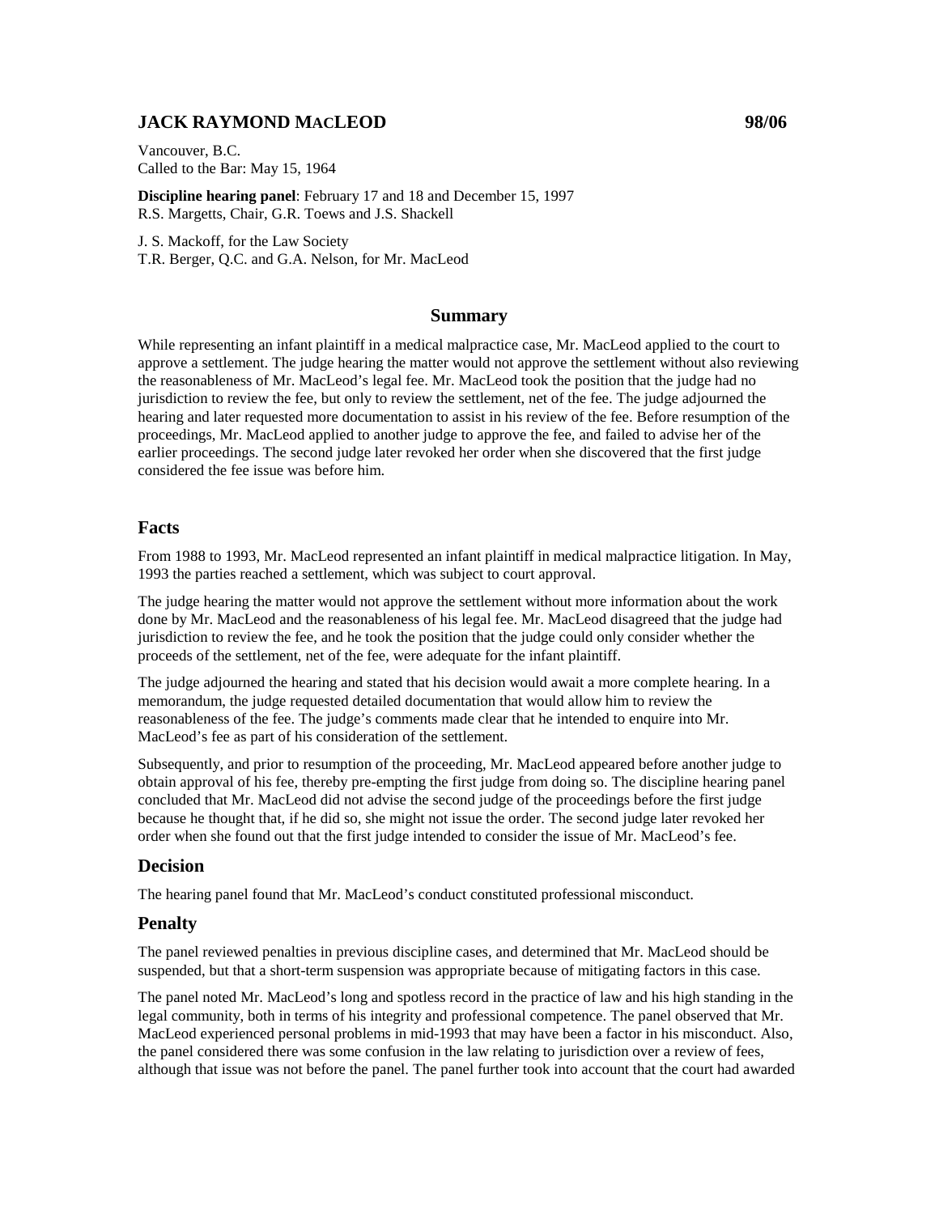# JACK RAYMOND MACLEOD 98/06

Vancouver, B.C.
Called to the Bar: May 15, 1964

**Discipline hearing panel**: February 17 and 18 and December 15, 1997
R.S. Margetts, Chair, G.R. Toews and J.S. Shackell

J. S. Mackoff, for the Law Society
T.R. Berger, Q.C. and G.A. Nelson, for Mr. MacLeod

## Summary

While representing an infant plaintiff in a medical malpractice case, Mr. MacLeod applied to the court to approve a settlement. The judge hearing the matter would not approve the settlement without also reviewing the reasonableness of Mr. MacLeod's legal fee. Mr. MacLeod took the position that the judge had no jurisdiction to review the fee, but only to review the settlement, net of the fee. The judge adjourned the hearing and later requested more documentation to assist in his review of the fee. Before resumption of the proceedings, Mr. MacLeod applied to another judge to approve the fee, and failed to advise her of the earlier proceedings. The second judge later revoked her order when she discovered that the first judge considered the fee issue was before him.

## Facts

From 1988 to 1993, Mr. MacLeod represented an infant plaintiff in medical malpractice litigation. In May, 1993 the parties reached a settlement, which was subject to court approval.

The judge hearing the matter would not approve the settlement without more information about the work done by Mr. MacLeod and the reasonableness of his legal fee. Mr. MacLeod disagreed that the judge had jurisdiction to review the fee, and he took the position that the judge could only consider whether the proceeds of the settlement, net of the fee, were adequate for the infant plaintiff.

The judge adjourned the hearing and stated that his decision would await a more complete hearing. In a memorandum, the judge requested detailed documentation that would allow him to review the reasonableness of the fee. The judge's comments made clear that he intended to enquire into Mr. MacLeod's fee as part of his consideration of the settlement.

Subsequently, and prior to resumption of the proceeding, Mr. MacLeod appeared before another judge to obtain approval of his fee, thereby pre-empting the first judge from doing so. The discipline hearing panel concluded that Mr. MacLeod did not advise the second judge of the proceedings before the first judge because he thought that, if he did so, she might not issue the order. The second judge later revoked her order when she found out that the first judge intended to consider the issue of Mr. MacLeod's fee.

## Decision

The hearing panel found that Mr. MacLeod's conduct constituted professional misconduct.

## Penalty

The panel reviewed penalties in previous discipline cases, and determined that Mr. MacLeod should be suspended, but that a short-term suspension was appropriate because of mitigating factors in this case.

The panel noted Mr. MacLeod's long and spotless record in the practice of law and his high standing in the legal community, both in terms of his integrity and professional competence. The panel observed that Mr. MacLeod experienced personal problems in mid-1993 that may have been a factor in his misconduct. Also, the panel considered there was some confusion in the law relating to jurisdiction over a review of fees, although that issue was not before the panel. The panel further took into account that the court had awarded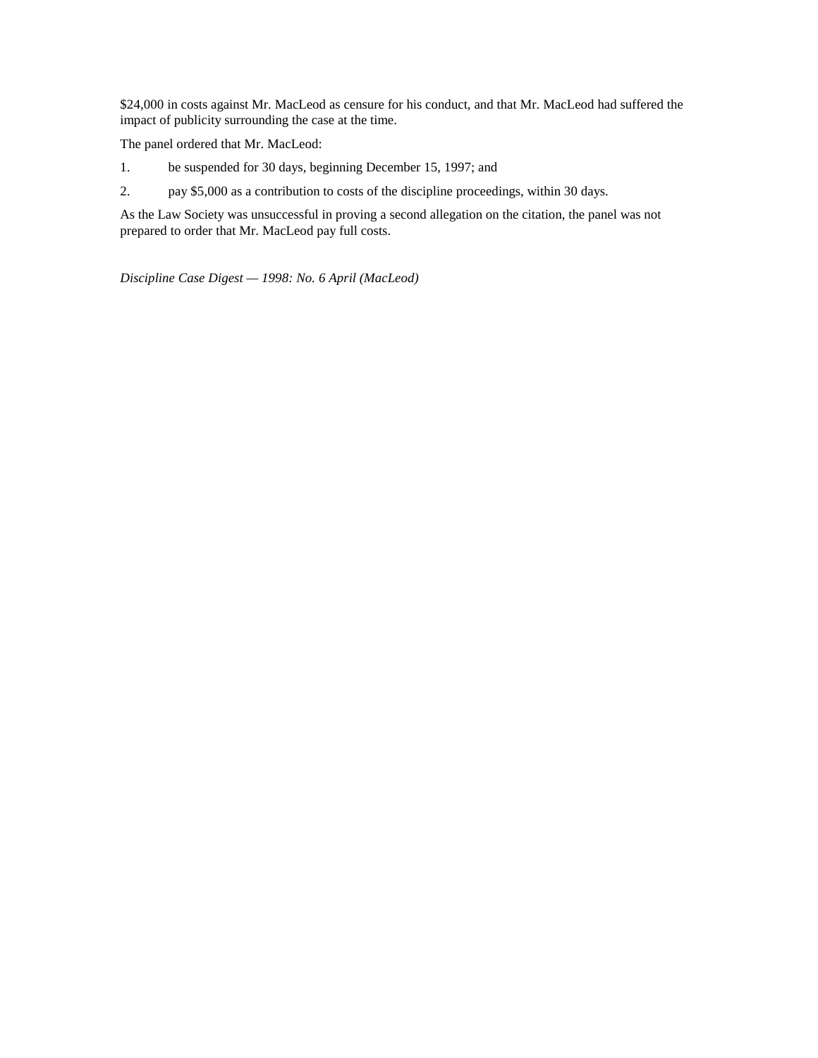$24,000 in costs against Mr. MacLeod as censure for his conduct, and that Mr. MacLeod had suffered the impact of publicity surrounding the case at the time.

The panel ordered that Mr. MacLeod:

1. be suspended for 30 days, beginning December 15, 1997; and
2. pay $5,000 as a contribution to costs of the discipline proceedings, within 30 days.

As the Law Society was unsuccessful in proving a second allegation on the citation, the panel was not prepared to order that Mr. MacLeod pay full costs.

*Discipline Case Digest — 1998: No. 6 April (MacLeod)*